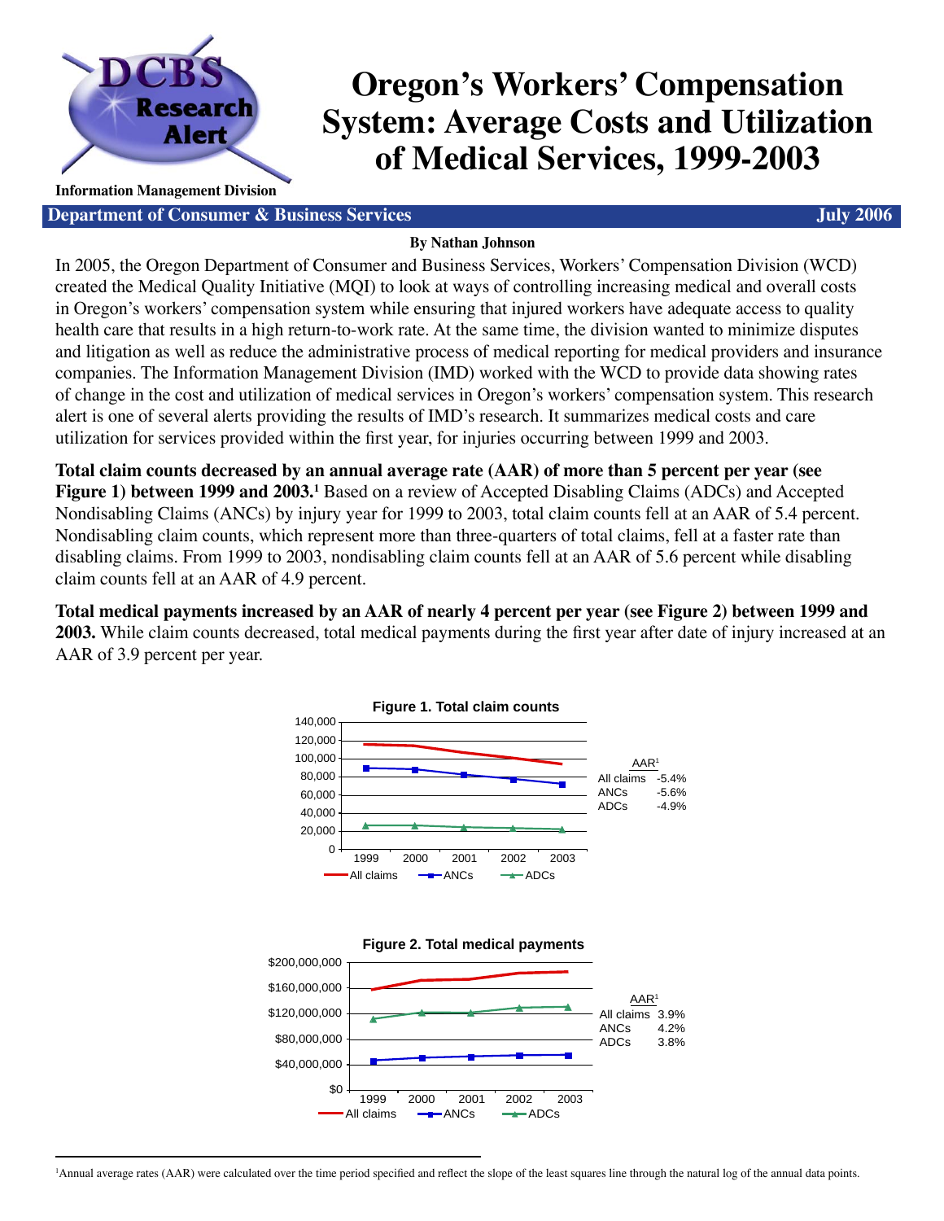# Oregon's Workers' Compensation System: Average Costs and Utilization of Medical Services, 1999-2003

DCBS Research Alert

**Information Management Division**

**Department of Consumer & Business Services** — **July 2006**

**By Nathan Johnson**

In 2005, the Oregon Department of Consumer and Business Services, Workers' Compensation Division (WCD) created the Medical Quality Initiative (MQI) to look at ways of controlling increasing medical and overall costs in Oregon's workers' compensation system while ensuring that injured workers have adequate access to quality health care that results in a high return-to-work rate. At the same time, the division wanted to minimize disputes and litigation as well as reduce the administrative process of medical reporting for medical providers and insurance companies. The Information Management Division (IMD) worked with the WCD to provide data showing rates of change in the cost and utilization of medical services in Oregon's workers' compensation system. This research alert is one of several alerts providing the results of IMD's research. It summarizes medical costs and care utilization for services provided within the first year, for injuries occurring between 1999 and 2003.

**Total claim counts decreased by an annual average rate (AAR) of more than 5 percent per year (see Figure 1) between 1999 and 2003.**[1] Based on a review of Accepted Disabling Claims (ADCs) and Accepted Nondisabling Claims (ANCs) by injury year for 1999 to 2003, total claim counts fell at an AAR of 5.4 percent. Nondisabling claim counts, which represent more than three-quarters of total claims, fell at a faster rate than disabling claims. From 1999 to 2003, nondisabling claim counts fell at an AAR of 5.6 percent while disabling claim counts fell at an AAR of 4.9 percent.

**Total medical payments increased by an AAR of nearly 4 percent per year (see Figure 2) between 1999 and 2003.** While claim counts decreased, total medical payments during the first year after date of injury increased at an AAR of 3.9 percent per year.

**Figure 1. Total claim counts**

| AAR[1] | |
|---|---|
| All claims | -5.4% |
| ANCs | -5.6% |
| ADCs | -4.9% |

**Figure 2. Total medical payments**

| AAR[1] | |
|---|---|
| All claims | 3.9% |
| ANCs | 4.2% |
| ADCs | 3.8% |

[1]Annual average rates (AAR) were calculated over the time period specified and reflect the slope of the least squares line through the natural log of the annual data points.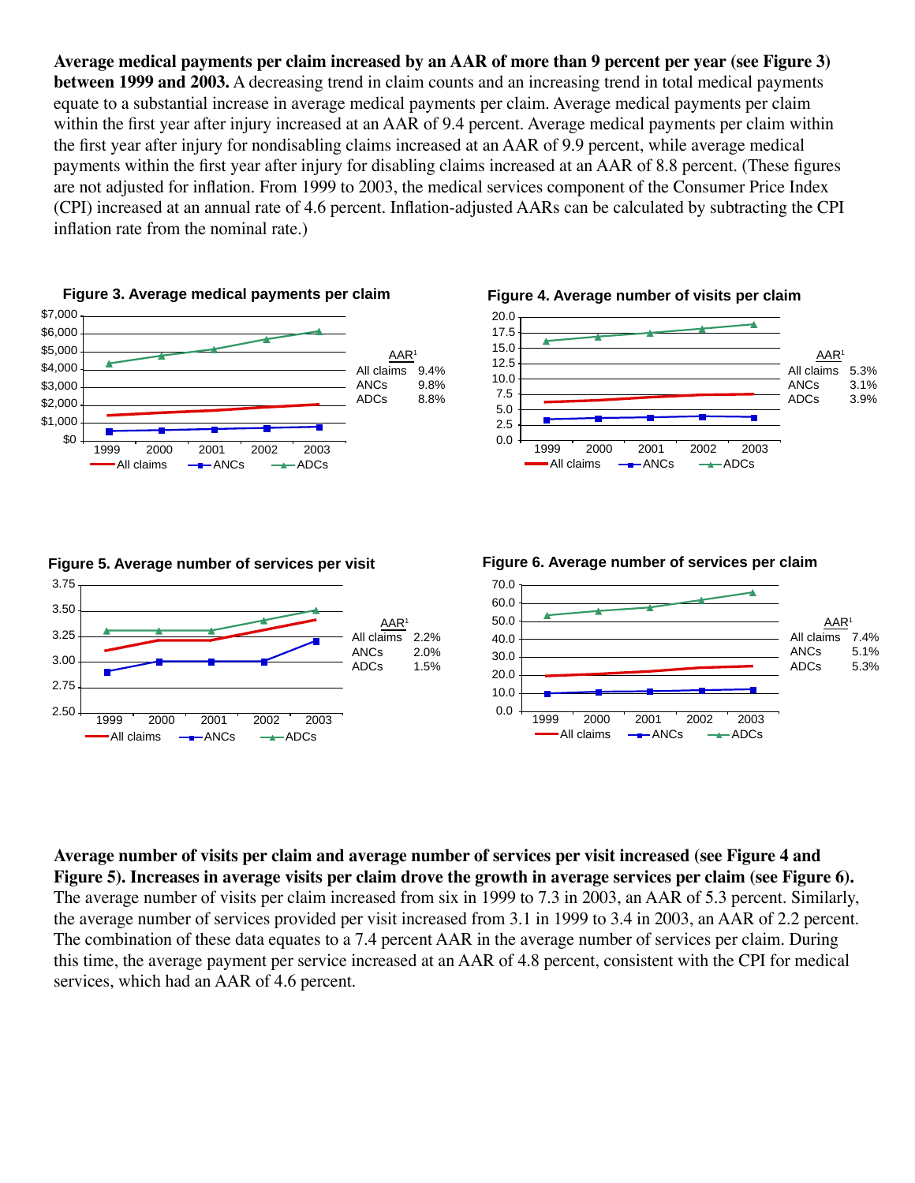**Average medical payments per claim increased by an AAR of more than 9 percent per year (see Figure 3) between 1999 and 2003.** A decreasing trend in claim counts and an increasing trend in total medical payments equate to a substantial increase in average medical payments per claim. Average medical payments per claim within the first year after injury increased at an AAR of 9.4 percent. Average medical payments per claim within the first year after injury for nondisabling claims increased at an AAR of 9.9 percent, while average medical payments within the first year after injury for disabling claims increased at an AAR of 8.8 percent. (These figures are not adjusted for inflation. From 1999 to 2003, the medical services component of the Consumer Price Index (CPI) increased at an annual rate of 4.6 percent. Inflation-adjusted AARs can be calculated by subtracting the CPI inflation rate from the nominal rate.)

**Figure 3. Average medical payments per claim**

| AAR[1] | |
|---|---|
| All claims | 9.4% |
| ANCs | 9.8% |
| ADCs | 8.8% |

**Figure 4. Average number of visits per claim**

| AAR[1] | |
|---|---|
| All claims | 5.3% |
| ANCs | 3.1% |
| ADCs | 3.9% |

**Figure 5. Average number of services per visit**

| AAR[1] | |
|---|---|
| All claims | 2.2% |
| ANCs | 2.0% |
| ADCs | 1.5% |

**Figure 6. Average number of services per claim**

| AAR[1] | |
|---|---|
| All claims | 7.4% |
| ANCs | 5.1% |
| ADCs | 5.3% |

**Average number of visits per claim and average number of services per visit increased (see Figure 4 and Figure 5). Increases in average visits per claim drove the growth in average services per claim (see Figure 6).** The average number of visits per claim increased from six in 1999 to 7.3 in 2003, an AAR of 5.3 percent. Similarly, the average number of services provided per visit increased from 3.1 in 1999 to 3.4 in 2003, an AAR of 2.2 percent. The combination of these data equates to a 7.4 percent AAR in the average number of services per claim. During this time, the average payment per service increased at an AAR of 4.8 percent, consistent with the CPI for medical services, which had an AAR of 4.6 percent.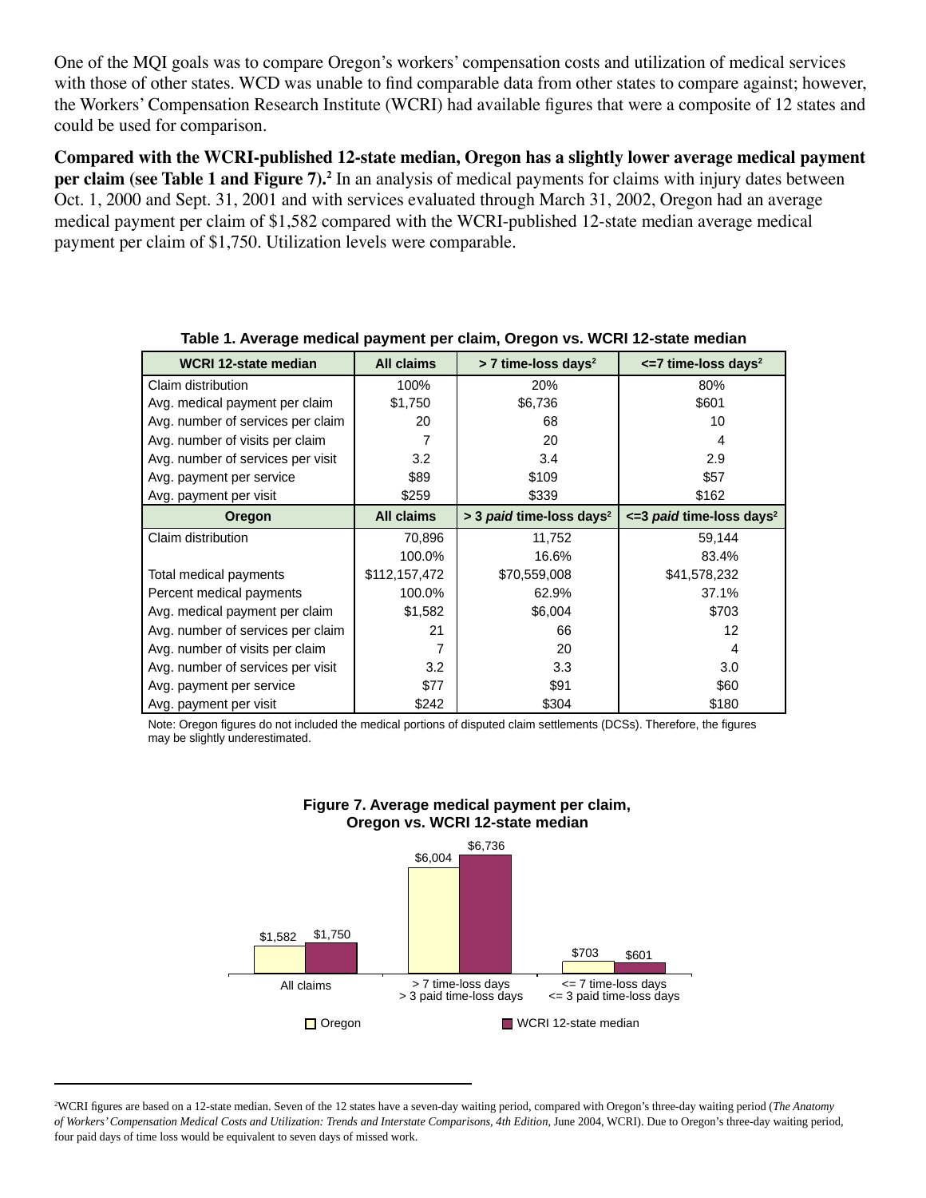One of the MQI goals was to compare Oregon's workers' compensation costs and utilization of medical services with those of other states. WCD was unable to find comparable data from other states to compare against; however, the Workers' Compensation Research Institute (WCRI) had available figures that were a composite of 12 states and could be used for comparison.

**Compared with the WCRI-published 12-state median, Oregon has a slightly lower average medical payment per claim (see Table 1 and Figure 7).**[2] In an analysis of medical payments for claims with injury dates between Oct. 1, 2000 and Sept. 31, 2001 and with services evaluated through March 31, 2002, Oregon had an average medical payment per claim of $1,582 compared with the WCRI-published 12-state median average medical payment per claim of $1,750. Utilization levels were comparable.

**Table 1. Average medical payment per claim, Oregon vs. WCRI 12-state median**

| WCRI 12-state median | All claims | > 7 time-loss days[2] | <=7 time-loss days[2] |
|---|---|---|---|
| Claim distribution | 100% | 20% | 80% |
| Avg. medical payment per claim | $1,750 | $6,736 | $601 |
| Avg. number of services per claim | 20 | 68 | 10 |
| Avg. number of visits per claim | 7 | 20 | 4 |
| Avg. number of services per visit | 3.2 | 3.4 | 2.9 |
| Avg. payment per service | $89 | $109 | $57 |
| Avg. payment per visit | $259 | $339 | $162 |
| **Oregon** | **All claims** | **> 3 *paid* time-loss days[2]** | **<=3 *paid* time-loss days[2]** |
| Claim distribution | 70,896 | 11,752 | 59,144 |
| | 100.0% | 16.6% | 83.4% |
| Total medical payments | $112,157,472 | $70,559,008 | $41,578,232 |
| Percent medical payments | 100.0% | 62.9% | 37.1% |
| Avg. medical payment per claim | $1,582 | $6,004 | $703 |
| Avg. number of services per claim | 21 | 66 | 12 |
| Avg. number of visits per claim | 7 | 20 | 4 |
| Avg. number of services per visit | 3.2 | 3.3 | 3.0 |
| Avg. payment per service | $77 | $91 | $60 |
| Avg. payment per visit | $242 | $304 | $180 |

Note: Oregon figures do not included the medical portions of disputed claim settlements (DCSs). Therefore, the figures may be slightly underestimated.

**Figure 7. Average medical payment per claim, Oregon vs. WCRI 12-state median**

| | Oregon | WCRI 12-state median |
|---|---|---|
| All claims | $1,582 | $1,750 |
| > 7 time-loss days / > 3 paid time-loss days | $6,004 | $6,736 |
| <= 7 time-loss days / <= 3 paid time-loss days | $703 | $601 |

[2]WCRI figures are based on a 12-state median. Seven of the 12 states have a seven-day waiting period, compared with Oregon's three-day waiting period (*The Anatomy of Workers' Compensation Medical Costs and Utilization: Trends and Interstate Comparisons, 4th Edition*, June 2004, WCRI). Due to Oregon's three-day waiting period, four paid days of time loss would be equivalent to seven days of missed work.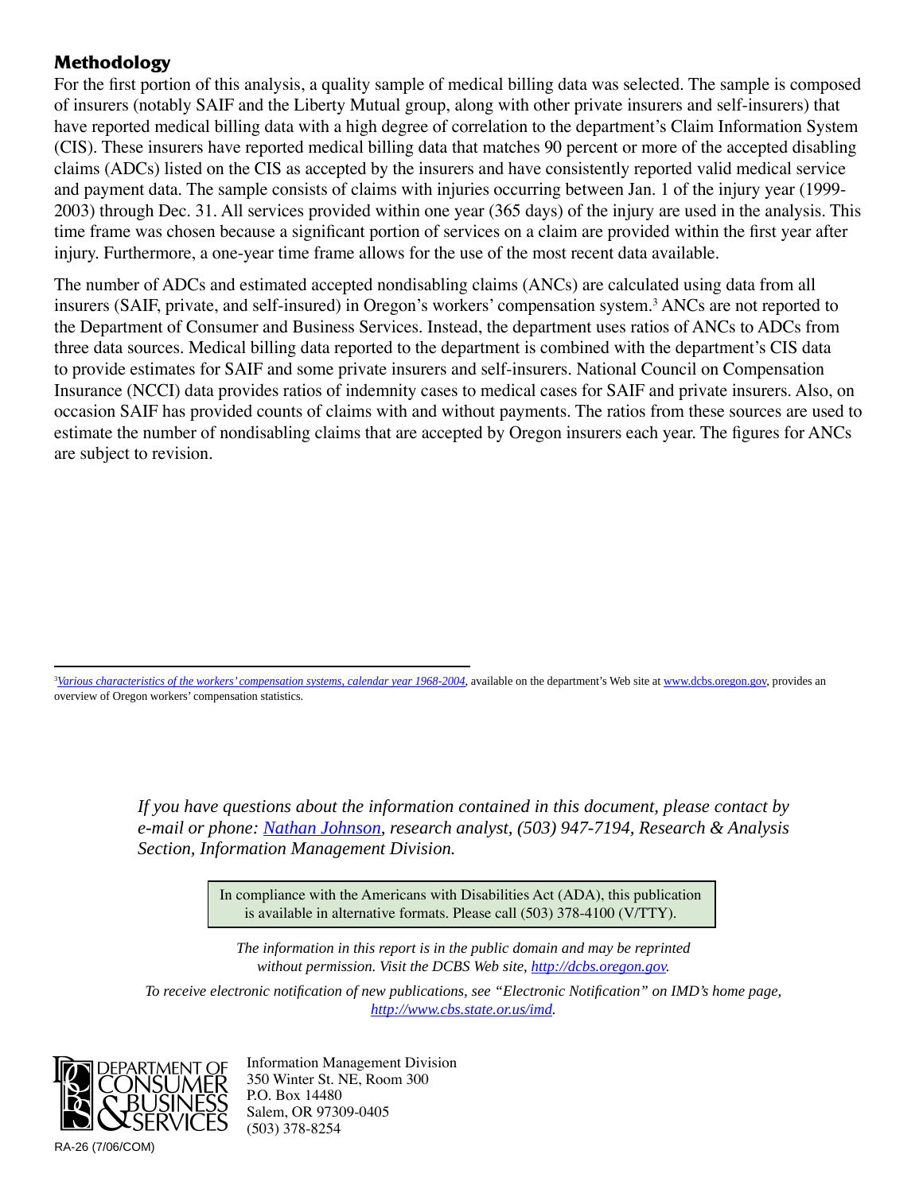## Methodology

For the first portion of this analysis, a quality sample of medical billing data was selected. The sample is composed of insurers (notably SAIF and the Liberty Mutual group, along with other private insurers and self-insurers) that have reported medical billing data with a high degree of correlation to the department's Claim Information System (CIS). These insurers have reported medical billing data that matches 90 percent or more of the accepted disabling claims (ADCs) listed on the CIS as accepted by the insurers and have consistently reported valid medical service and payment data. The sample consists of claims with injuries occurring between Jan. 1 of the injury year (1999-2003) through Dec. 31. All services provided within one year (365 days) of the injury are used in the analysis. This time frame was chosen because a significant portion of services on a claim are provided within the first year after injury. Furthermore, a one-year time frame allows for the use of the most recent data available.

The number of ADCs and estimated accepted nondisabling claims (ANCs) are calculated using data from all insurers (SAIF, private, and self-insured) in Oregon's workers' compensation system.[3] ANCs are not reported to the Department of Consumer and Business Services. Instead, the department uses ratios of ANCs to ADCs from three data sources. Medical billing data reported to the department is combined with the department's CIS data to provide estimates for SAIF and some private insurers and self-insurers. National Council on Compensation Insurance (NCCI) data provides ratios of indemnity cases to medical cases for SAIF and private insurers. Also, on occasion SAIF has provided counts of claims with and without payments. The ratios from these sources are used to estimate the number of nondisabling claims that are accepted by Oregon insurers each year. The figures for ANCs are subject to revision.

[3] *Various characteristics of the workers' compensation systems, calendar year 1968-2004*, available on the department's Web site at www.dcbs.oregon.gov, provides an overview of Oregon workers' compensation statistics.

*If you have questions about the information contained in this document, please contact by e-mail or phone: Nathan Johnson, research analyst, (503) 947-7194, Research & Analysis Section, Information Management Division.*

In compliance with the Americans with Disabilities Act (ADA), this publication is available in alternative formats. Please call (503) 378-4100 (V/TTY).

*The information in this report is in the public domain and may be reprinted without permission. Visit the DCBS Web site, http://dcbs.oregon.gov.*

*To receive electronic notification of new publications, see "Electronic Notification" on IMD's home page, http://www.cbs.state.or.us/imd.*

DEPARTMENT OF CONSUMER & BUSINESS SERVICES

Information Management Division
350 Winter St. NE, Room 300
P.O. Box 14480
Salem, OR 97309-0405
(503) 378-8254

RA-26 (7/06/COM)